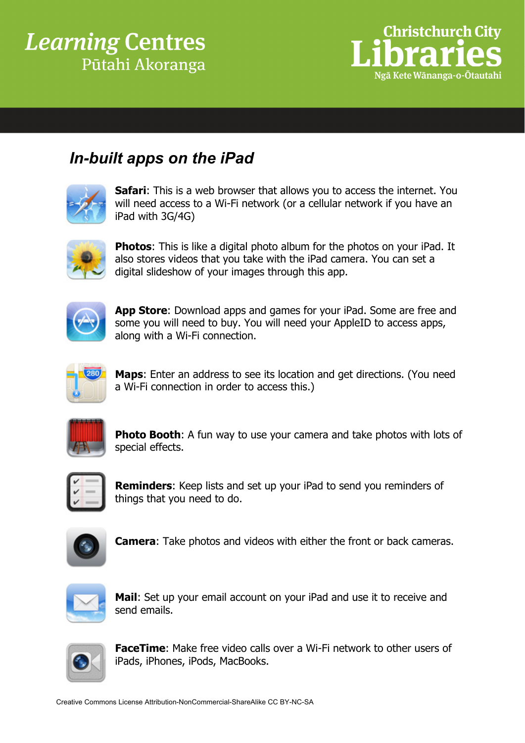Learning Centres
Pūtahi Akoranga

Christchurch City
Libraries
Ngā Kete Wānanga-o-Ōtautahi

## In-built apps on the iPad

**Safari**: This is a web browser that allows you to access the internet. You will need access to a Wi-Fi network (or a cellular network if you have an iPad with 3G/4G)

**Photos**: This is like a digital photo album for the photos on your iPad. It also stores videos that you take with the iPad camera. You can set a digital slideshow of your images through this app.

**App Store**: Download apps and games for your iPad. Some are free and some you will need to buy. You will need your AppleID to access apps, along with a Wi-Fi connection.

**Maps**: Enter an address to see its location and get directions. (You need a Wi-Fi connection in order to access this.)

**Photo Booth**: A fun way to use your camera and take photos with lots of special effects.

**Reminders**: Keep lists and set up your iPad to send you reminders of things that you need to do.

**Camera**: Take photos and videos with either the front or back cameras.

**Mail**: Set up your email account on your iPad and use it to receive and send emails.

**FaceTime**: Make free video calls over a Wi-Fi network to other users of iPads, iPhones, iPods, MacBooks.

Creative Commons License Attribution-NonCommercial-ShareAlike CC BY-NC-SA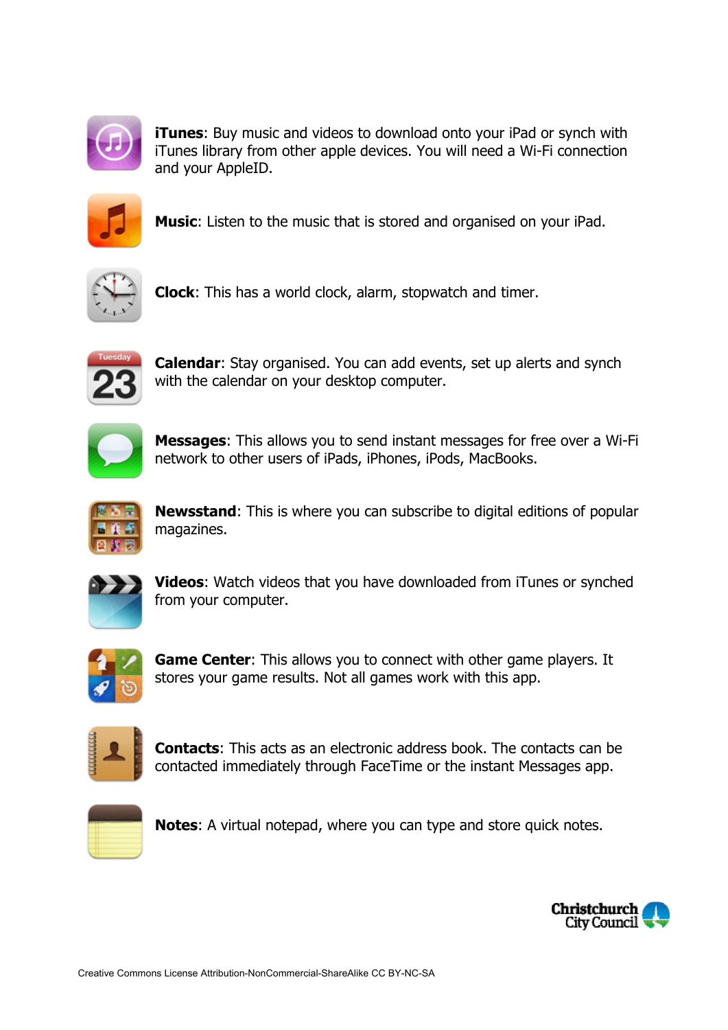**iTunes**: Buy music and videos to download onto your iPad or synch with iTunes library from other apple devices. You will need a Wi-Fi connection and your AppleID.

**Music**: Listen to the music that is stored and organised on your iPad.

**Clock**: This has a world clock, alarm, stopwatch and timer.

**Calendar**: Stay organised. You can add events, set up alerts and synch with the calendar on your desktop computer.

**Messages**: This allows you to send instant messages for free over a Wi-Fi network to other users of iPads, iPhones, iPods, MacBooks.

**Newsstand**: This is where you can subscribe to digital editions of popular magazines.

**Videos**: Watch videos that you have downloaded from iTunes or synched from your computer.

**Game Center**: This allows you to connect with other game players. It stores your game results. Not all games work with this app.

**Contacts**: This acts as an electronic address book. The contacts can be contacted immediately through FaceTime or the instant Messages app.

**Notes**: A virtual notepad, where you can type and store quick notes.

Christchurch City Council

Creative Commons License Attribution-NonCommercial-ShareAlike CC BY-NC-SA